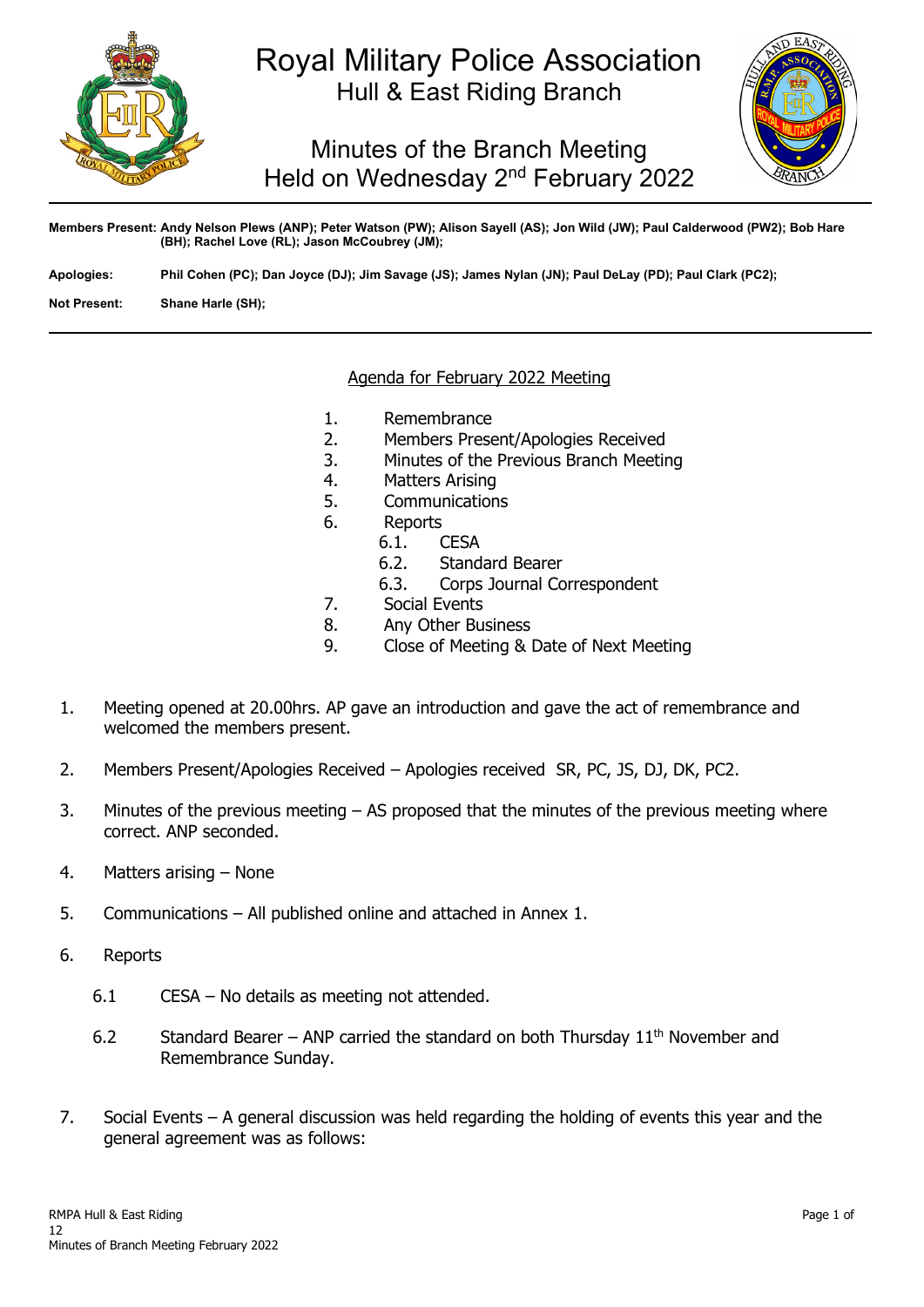# Royal Military Police Association

## Hull & East Riding Branch

## Minutes of the Branch Meeting
## Held on Wednesday 2nd February 2022

**Members Present:** **Andy Nelson Plews (ANP); Peter Watson (PW); Alison Sayell (AS); Jon Wild (JW); Paul Calderwood (PW2); Bob Hare (BH); Rachel Love (RL); Jason McCoubrey (JM);**

**Apologies:** **Phil Cohen (PC); Dan Joyce (DJ); Jim Savage (JS); James Nylan (JN); Paul DeLay (PD); Paul Clark (PC2);**

**Not Present:** **Shane Harle (SH);**

---

Agenda for February 2022 Meeting

1. Remembrance
2. Members Present/Apologies Received
3. Minutes of the Previous Branch Meeting
4. Matters Arising
5. Communications
6. Reports
   - 6.1. CESA
   - 6.2. Standard Bearer
   - 6.3. Corps Journal Correspondent
7. Social Events
8. Any Other Business
9. Close of Meeting & Date of Next Meeting

1. Meeting opened at 20.00hrs. AP gave an introduction and gave the act of remembrance and welcomed the members present.

2. Members Present/Apologies Received – Apologies received SR, PC, JS, DJ, DK, PC2.

3. Minutes of the previous meeting – AS proposed that the minutes of the previous meeting where correct. ANP seconded.

4. Matters arising – None

5. Communications – All published online and attached in Annex 1.

6. Reports

   6.1 CESA – No details as meeting not attended.

   6.2 Standard Bearer – ANP carried the standard on both Thursday 11th November and Remembrance Sunday.

7. Social Events – A general discussion was held regarding the holding of events this year and the general agreement was as follows: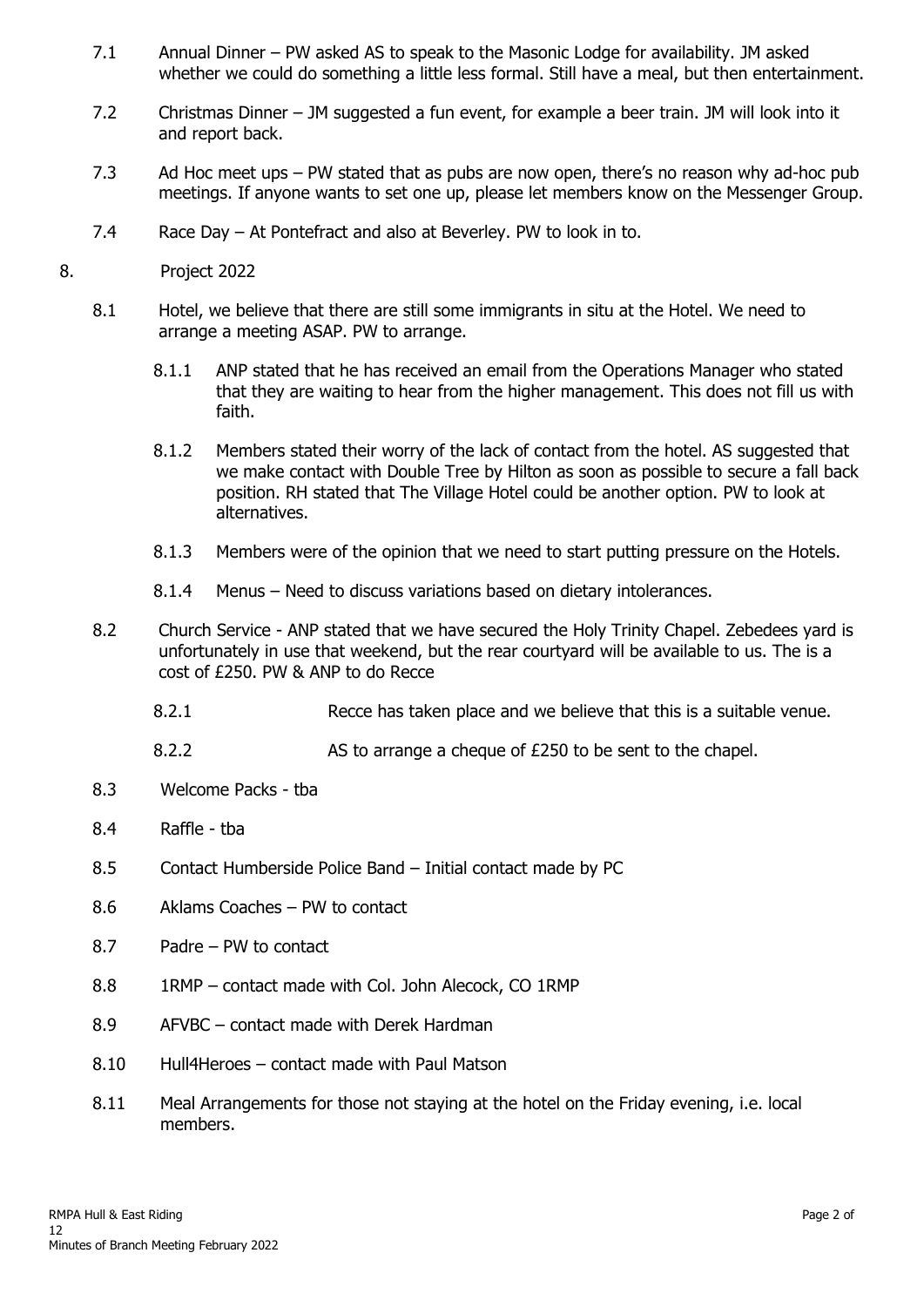7.1 Annual Dinner – PW asked AS to speak to the Masonic Lodge for availability. JM asked whether we could do something a little less formal. Still have a meal, but then entertainment.

7.2 Christmas Dinner – JM suggested a fun event, for example a beer train. JM will look into it and report back.

7.3 Ad Hoc meet ups – PW stated that as pubs are now open, there's no reason why ad-hoc pub meetings. If anyone wants to set one up, please let members know on the Messenger Group.

7.4 Race Day – At Pontefract and also at Beverley. PW to look in to.

8. Project 2022

8.1 Hotel, we believe that there are still some immigrants in situ at the Hotel. We need to arrange a meeting ASAP. PW to arrange.

8.1.1 ANP stated that he has received an email from the Operations Manager who stated that they are waiting to hear from the higher management. This does not fill us with faith.

8.1.2 Members stated their worry of the lack of contact from the hotel. AS suggested that we make contact with Double Tree by Hilton as soon as possible to secure a fall back position. RH stated that The Village Hotel could be another option. PW to look at alternatives.

8.1.3 Members were of the opinion that we need to start putting pressure on the Hotels.

8.1.4 Menus – Need to discuss variations based on dietary intolerances.

8.2 Church Service - ANP stated that we have secured the Holy Trinity Chapel. Zebedees yard is unfortunately in use that weekend, but the rear courtyard will be available to us. The is a cost of £250. PW & ANP to do Recce

8.2.1 Recce has taken place and we believe that this is a suitable venue.

8.2.2 AS to arrange a cheque of £250 to be sent to the chapel.

8.3 Welcome Packs - tba

8.4 Raffle - tba

8.5 Contact Humberside Police Band – Initial contact made by PC

8.6 Aklams Coaches – PW to contact

8.7 Padre – PW to contact

8.8 1RMP – contact made with Col. John Alecock, CO 1RMP

8.9 AFVBC – contact made with Derek Hardman

8.10 Hull4Heroes – contact made with Paul Matson

8.11 Meal Arrangements for those not staying at the hotel on the Friday evening, i.e. local members.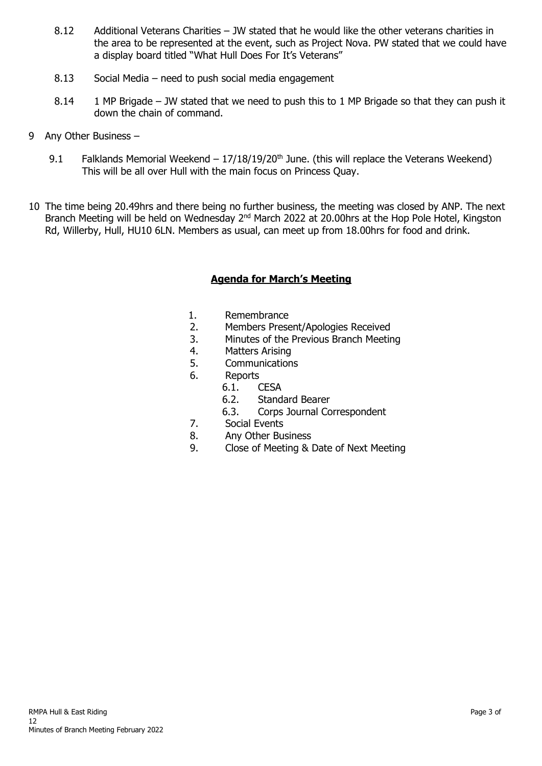8.12 Additional Veterans Charities – JW stated that he would like the other veterans charities in the area to be represented at the event, such as Project Nova. PW stated that we could have a display board titled "What Hull Does For It's Veterans"

8.13 Social Media – need to push social media engagement

8.14 1 MP Brigade – JW stated that we need to push this to 1 MP Brigade so that they can push it down the chain of command.

9 Any Other Business –

9.1 Falklands Memorial Weekend – 17/18/19/20th June. (this will replace the Veterans Weekend) This will be all over Hull with the main focus on Princess Quay.

10 The time being 20.49hrs and there being no further business, the meeting was closed by ANP. The next Branch Meeting will be held on Wednesday 2nd March 2022 at 20.00hrs at the Hop Pole Hotel, Kingston Rd, Willerby, Hull, HU10 6LN. Members as usual, can meet up from 18.00hrs for food and drink.

## **Agenda for March's Meeting**

1. Remembrance
2. Members Present/Apologies Received
3. Minutes of the Previous Branch Meeting
4. Matters Arising
5. Communications
6. Reports
   - 6.1. CESA
   - 6.2. Standard Bearer
   - 6.3. Corps Journal Correspondent
7. Social Events
8. Any Other Business
9. Close of Meeting & Date of Next Meeting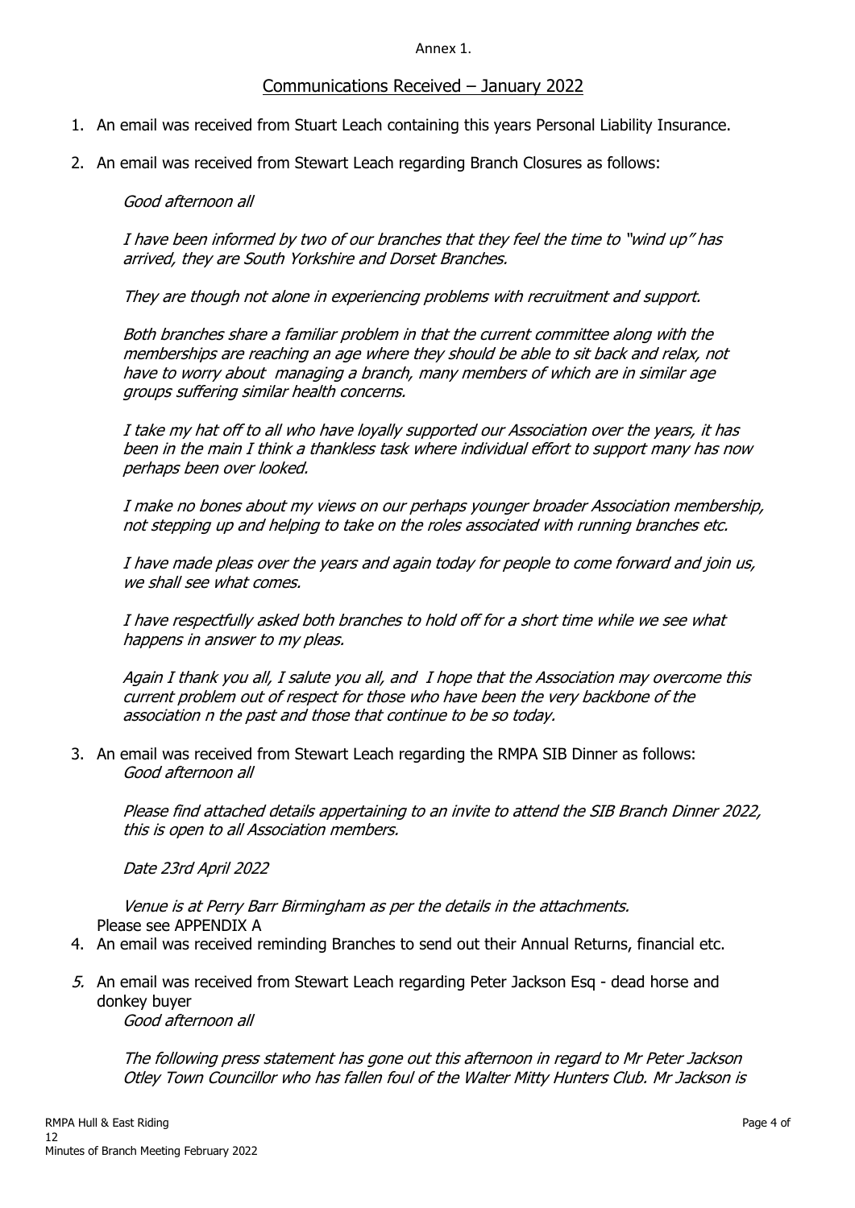Annex 1.

## Communications Received – January 2022

1. An email was received from Stuart Leach containing this years Personal Liability Insurance.
2. An email was received from Stewart Leach regarding Branch Closures as follows:

   *Good afternoon all*

   *I have been informed by two of our branches that they feel the time to "wind up" has arrived, they are South Yorkshire and Dorset Branches.*

   *They are though not alone in experiencing problems with recruitment and support.*

   *Both branches share a familiar problem in that the current committee along with the memberships are reaching an age where they should be able to sit back and relax, not have to worry about managing a branch, many members of which are in similar age groups suffering similar health concerns.*

   *I take my hat off to all who have loyally supported our Association over the years, it has been in the main I think a thankless task where individual effort to support many has now perhaps been over looked.*

   *I make no bones about my views on our perhaps younger broader Association membership, not stepping up and helping to take on the roles associated with running branches etc.*

   *I have made pleas over the years and again today for people to come forward and join us, we shall see what comes.*

   *I have respectfully asked both branches to hold off for a short time while we see what happens in answer to my pleas.*

   *Again I thank you all, I salute you all, and I hope that the Association may overcome this current problem out of respect for those who have been the very backbone of the association n the past and those that continue to be so today.*

3. An email was received from Stewart Leach regarding the RMPA SIB Dinner as follows:
   *Good afternoon all*

   *Please find attached details appertaining to an invite to attend the SIB Branch Dinner 2022, this is open to all Association members.*

   *Date 23rd April 2022*

   *Venue is at Perry Barr Birmingham as per the details in the attachments.*
   Please see APPENDIX A
4. An email was received reminding Branches to send out their Annual Returns, financial etc.
5. An email was received from Stewart Leach regarding Peter Jackson Esq - dead horse and donkey buyer
   *Good afternoon all*

   *The following press statement has gone out this afternoon in regard to Mr Peter Jackson Otley Town Councillor who has fallen foul of the Walter Mitty Hunters Club. Mr Jackson is*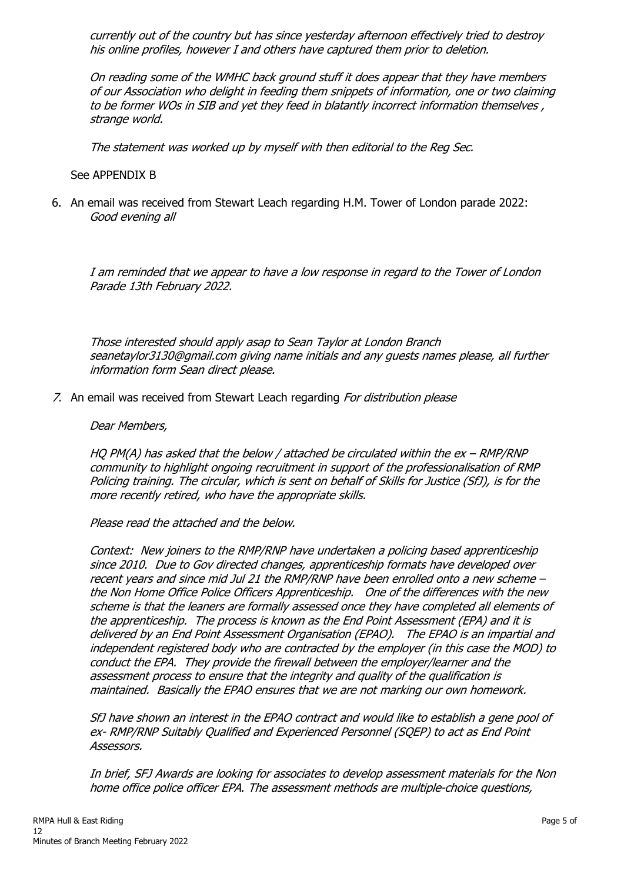*currently out of the country but has since yesterday afternoon effectively tried to destroy his online profiles, however I and others have captured them prior to deletion.*

*On reading some of the WMHC back ground stuff it does appear that they have members of our Association who delight in feeding them snippets of information, one or two claiming to be former WOs in SIB and yet they feed in blatantly incorrect information themselves , strange world.*

*The statement was worked up by myself with then editorial to the Reg Sec.*

See APPENDIX B

6. An email was received from Stewart Leach regarding H.M. Tower of London parade 2022: *Good evening all*

   *I am reminded that we appear to have a low response in regard to the Tower of London Parade 13th February 2022.*

   *Those interested should apply asap to Sean Taylor at London Branch seanetaylor3130@gmail.com giving name initials and any guests names please, all further information form Sean direct please.*

7. An email was received from Stewart Leach regarding *For distribution please*

   *Dear Members,*

   *HQ PM(A) has asked that the below / attached be circulated within the ex – RMP/RNP community to highlight ongoing recruitment in support of the professionalisation of RMP Policing training. The circular, which is sent on behalf of Skills for Justice (SfJ), is for the more recently retired, who have the appropriate skills.*

   *Please read the attached and the below.*

   *Context: New joiners to the RMP/RNP have undertaken a policing based apprenticeship since 2010. Due to Gov directed changes, apprenticeship formats have developed over recent years and since mid Jul 21 the RMP/RNP have been enrolled onto a new scheme – the Non Home Office Police Officers Apprenticeship. One of the differences with the new scheme is that the leaners are formally assessed once they have completed all elements of the apprenticeship. The process is known as the End Point Assessment (EPA) and it is delivered by an End Point Assessment Organisation (EPAO). The EPAO is an impartial and independent registered body who are contracted by the employer (in this case the MOD) to conduct the EPA. They provide the firewall between the employer/learner and the assessment process to ensure that the integrity and quality of the qualification is maintained. Basically the EPAO ensures that we are not marking our own homework.*

   *SfJ have shown an interest in the EPAO contract and would like to establish a gene pool of ex- RMP/RNP Suitably Qualified and Experienced Personnel (SQEP) to act as End Point Assessors.*

   *In brief, SFJ Awards are looking for associates to develop assessment materials for the Non home office police officer EPA. The assessment methods are multiple-choice questions,*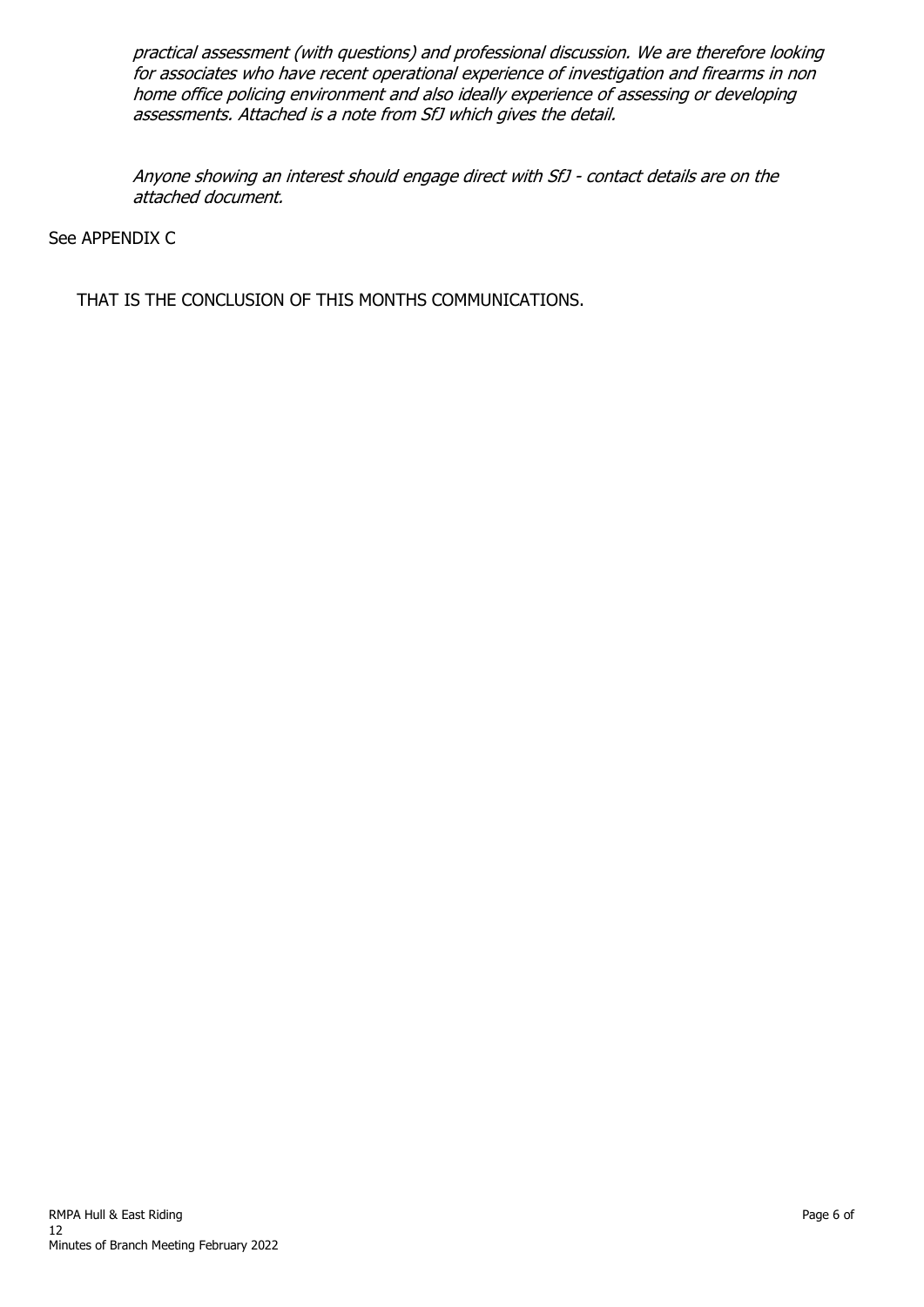*practical assessment (with questions) and professional discussion. We are therefore looking for associates who have recent operational experience of investigation and firearms in non home office policing environment and also ideally experience of assessing or developing assessments. Attached is a note from SfJ which gives the detail.*

*Anyone showing an interest should engage direct with SfJ - contact details are on the attached document.*

See APPENDIX C

THAT IS THE CONCLUSION OF THIS MONTHS COMMUNICATIONS.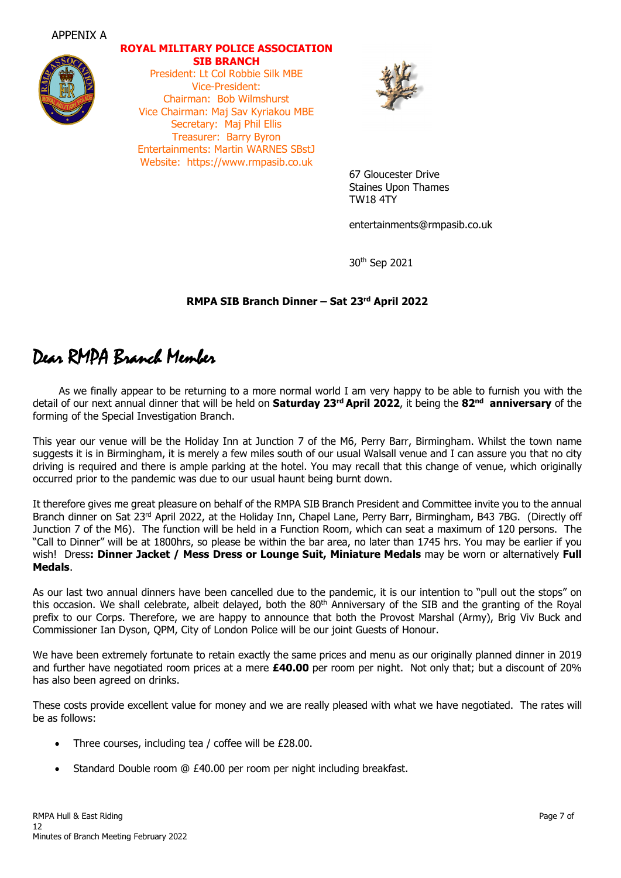APPENIX A

**ROYAL MILITARY POLICE ASSOCIATION**
**SIB BRANCH**

President: Lt Col Robbie Silk MBE
Vice-President:
Chairman: Bob Wilmshurst
Vice Chairman: Maj Sav Kyriakou MBE
Secretary: Maj Phil Ellis
Treasurer: Barry Byron
Entertainments: Martin WARNES SBstJ
Website: https://www.rmpasib.co.uk

67 Gloucester Drive
Staines Upon Thames
TW18 4TY

entertainments@rmpasib.co.uk

30th Sep 2021

**RMPA SIB Branch Dinner – Sat 23rd April 2022**

*Dear RMPA Branch Member*

As we finally appear to be returning to a more normal world I am very happy to be able to furnish you with the detail of our next annual dinner that will be held on **Saturday 23rd April 2022**, it being the **82nd anniversary** of the forming of the Special Investigation Branch.

This year our venue will be the Holiday Inn at Junction 7 of the M6, Perry Barr, Birmingham. Whilst the town name suggests it is in Birmingham, it is merely a few miles south of our usual Walsall venue and I can assure you that no city driving is required and there is ample parking at the hotel. You may recall that this change of venue, which originally occurred prior to the pandemic was due to our usual haunt being burnt down.

It therefore gives me great pleasure on behalf of the RMPA SIB Branch President and Committee invite you to the annual Branch dinner on Sat 23rd April 2022, at the Holiday Inn, Chapel Lane, Perry Barr, Birmingham, B43 7BG. (Directly off Junction 7 of the M6). The function will be held in a Function Room, which can seat a maximum of 120 persons. The "Call to Dinner" will be at 1800hrs, so please be within the bar area, no later than 1745 hrs. You may be earlier if you wish! Dress**: Dinner Jacket / Mess Dress or Lounge Suit, Miniature Medals** may be worn or alternatively **Full Medals**.

As our last two annual dinners have been cancelled due to the pandemic, it is our intention to "pull out the stops" on this occasion. We shall celebrate, albeit delayed, both the 80th Anniversary of the SIB and the granting of the Royal prefix to our Corps. Therefore, we are happy to announce that both the Provost Marshal (Army), Brig Viv Buck and Commissioner Ian Dyson, QPM, City of London Police will be our joint Guests of Honour.

We have been extremely fortunate to retain exactly the same prices and menu as our originally planned dinner in 2019 and further have negotiated room prices at a mere **£40.00** per room per night. Not only that; but a discount of 20% has also been agreed on drinks.

These costs provide excellent value for money and we are really pleased with what we have negotiated. The rates will be as follows:

- Three courses, including tea / coffee will be £28.00.
- Standard Double room @ £40.00 per room per night including breakfast.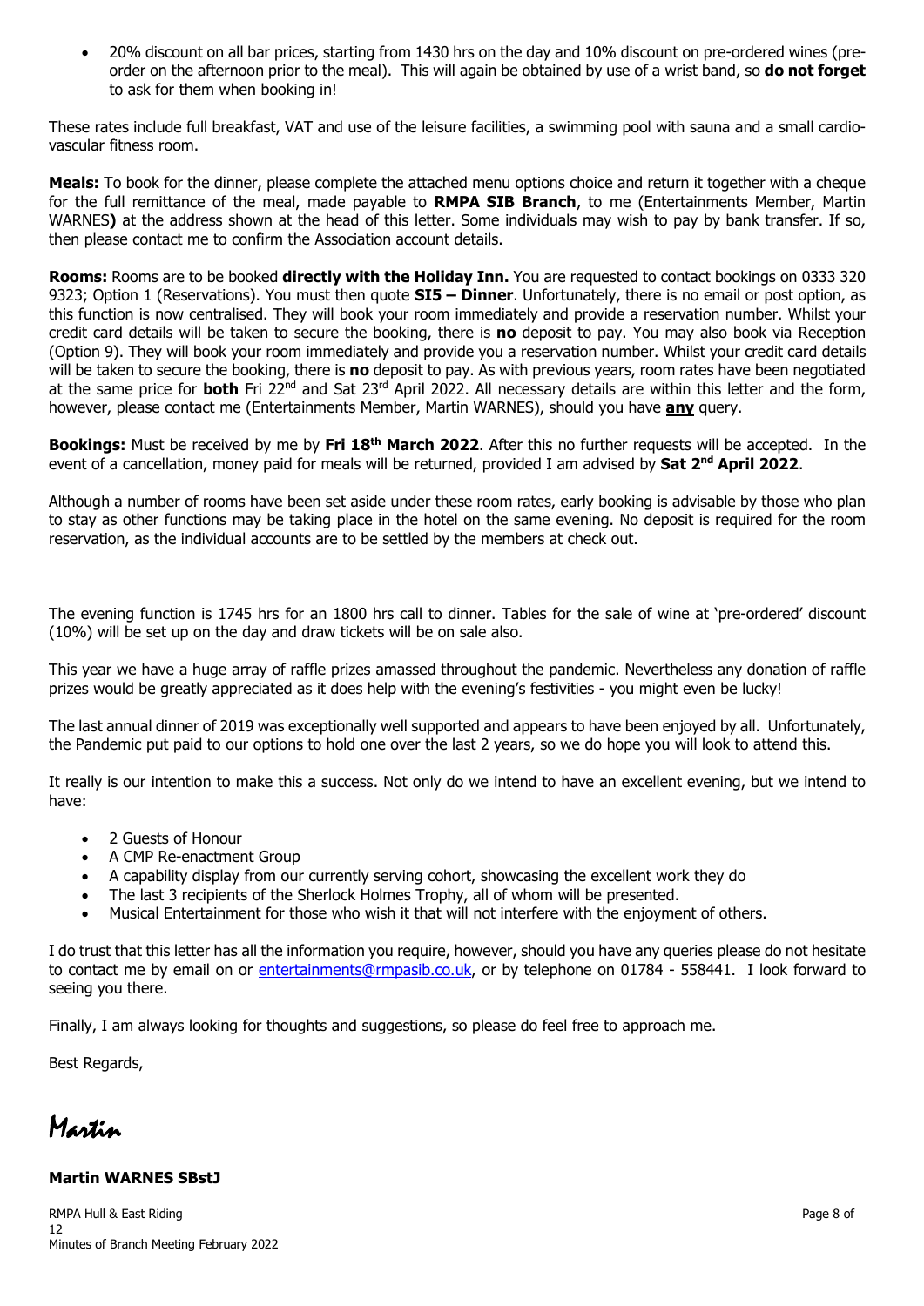- 20% discount on all bar prices, starting from 1430 hrs on the day and 10% discount on pre-ordered wines (pre-order on the afternoon prior to the meal). This will again be obtained by use of a wrist band, so **do not forget** to ask for them when booking in!

These rates include full breakfast, VAT and use of the leisure facilities, a swimming pool with sauna and a small cardio-vascular fitness room.

**Meals:** To book for the dinner, please complete the attached menu options choice and return it together with a cheque for the full remittance of the meal, made payable to **RMPA SIB Branch**, to me (Entertainments Member, Martin WARNES**)** at the address shown at the head of this letter. Some individuals may wish to pay by bank transfer. If so, then please contact me to confirm the Association account details.

**Rooms:** Rooms are to be booked **directly with the Holiday Inn.** You are requested to contact bookings on 0333 320 9323; Option 1 (Reservations). You must then quote **SI5 – Dinner**. Unfortunately, there is no email or post option, as this function is now centralised. They will book your room immediately and provide a reservation number. Whilst your credit card details will be taken to secure the booking, there is **no** deposit to pay. You may also book via Reception (Option 9). They will book your room immediately and provide you a reservation number. Whilst your credit card details will be taken to secure the booking, there is **no** deposit to pay. As with previous years, room rates have been negotiated at the same price for **both** Fri 22nd and Sat 23rd April 2022. All necessary details are within this letter and the form, however, please contact me (Entertainments Member, Martin WARNES), should you have **any** query.

**Bookings:** Must be received by me by **Fri 18th March 2022**. After this no further requests will be accepted. In the event of a cancellation, money paid for meals will be returned, provided I am advised by **Sat 2nd April 2022**.

Although a number of rooms have been set aside under these room rates, early booking is advisable by those who plan to stay as other functions may be taking place in the hotel on the same evening. No deposit is required for the room reservation, as the individual accounts are to be settled by the members at check out.

The evening function is 1745 hrs for an 1800 hrs call to dinner. Tables for the sale of wine at 'pre-ordered' discount (10%) will be set up on the day and draw tickets will be on sale also.

This year we have a huge array of raffle prizes amassed throughout the pandemic. Nevertheless any donation of raffle prizes would be greatly appreciated as it does help with the evening's festivities - you might even be lucky!

The last annual dinner of 2019 was exceptionally well supported and appears to have been enjoyed by all. Unfortunately, the Pandemic put paid to our options to hold one over the last 2 years, so we do hope you will look to attend this.

It really is our intention to make this a success. Not only do we intend to have an excellent evening, but we intend to have:

- 2 Guests of Honour
- A CMP Re-enactment Group
- A capability display from our currently serving cohort, showcasing the excellent work they do
- The last 3 recipients of the Sherlock Holmes Trophy, all of whom will be presented.
- Musical Entertainment for those who wish it that will not interfere with the enjoyment of others.

I do trust that this letter has all the information you require, however, should you have any queries please do not hesitate to contact me by email on or entertainments@rmpasib.co.uk, or by telephone on 01784 - 558441. I look forward to seeing you there.

Finally, I am always looking for thoughts and suggestions, so please do feel free to approach me.

Best Regards,

*Martin*

**Martin WARNES SBstJ**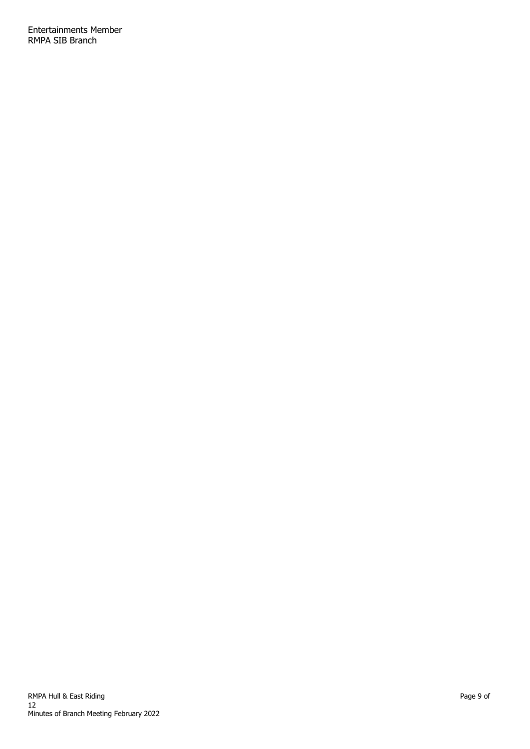Entertainments Member
RMPA SIB Branch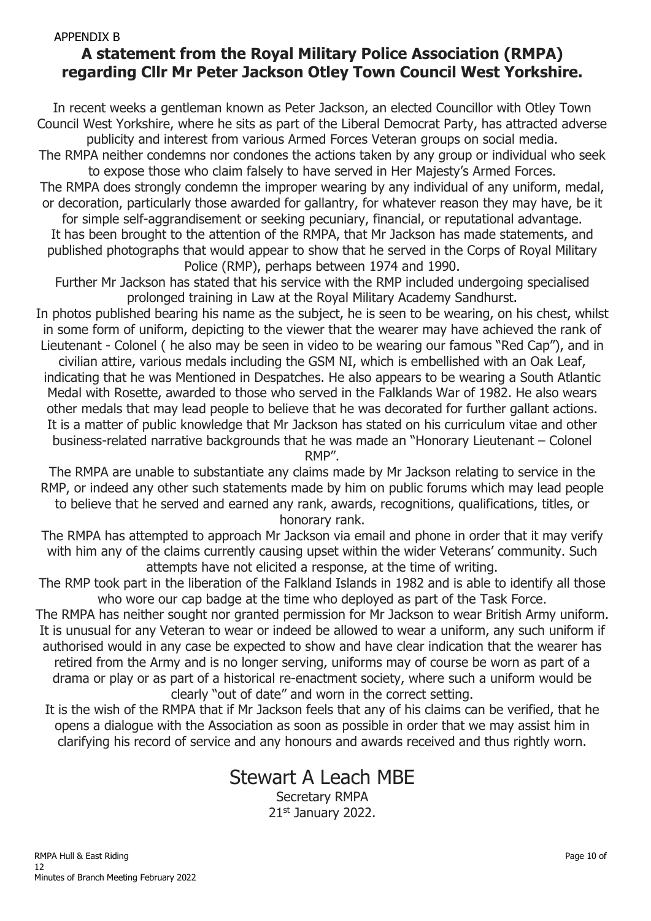APPENDIX B

## A statement from the Royal Military Police Association (RMPA) regarding Cllr Mr Peter Jackson Otley Town Council West Yorkshire.

In recent weeks a gentleman known as Peter Jackson, an elected Councillor with Otley Town Council West Yorkshire, where he sits as part of the Liberal Democrat Party, has attracted adverse publicity and interest from various Armed Forces Veteran groups on social media.

The RMPA neither condemns nor condones the actions taken by any group or individual who seek to expose those who claim falsely to have served in Her Majesty's Armed Forces.

The RMPA does strongly condemn the improper wearing by any individual of any uniform, medal, or decoration, particularly those awarded for gallantry, for whatever reason they may have, be it for simple self-aggrandisement or seeking pecuniary, financial, or reputational advantage.

It has been brought to the attention of the RMPA, that Mr Jackson has made statements, and published photographs that would appear to show that he served in the Corps of Royal Military Police (RMP), perhaps between 1974 and 1990.

Further Mr Jackson has stated that his service with the RMP included undergoing specialised prolonged training in Law at the Royal Military Academy Sandhurst.

In photos published bearing his name as the subject, he is seen to be wearing, on his chest, whilst in some form of uniform, depicting to the viewer that the wearer may have achieved the rank of Lieutenant - Colonel ( he also may be seen in video to be wearing our famous "Red Cap"), and in civilian attire, various medals including the GSM NI, which is embellished with an Oak Leaf, indicating that he was Mentioned in Despatches. He also appears to be wearing a South Atlantic Medal with Rosette, awarded to those who served in the Falklands War of 1982. He also wears other medals that may lead people to believe that he was decorated for further gallant actions.

It is a matter of public knowledge that Mr Jackson has stated on his curriculum vitae and other business-related narrative backgrounds that he was made an "Honorary Lieutenant – Colonel RMP".

The RMPA are unable to substantiate any claims made by Mr Jackson relating to service in the RMP, or indeed any other such statements made by him on public forums which may lead people to believe that he served and earned any rank, awards, recognitions, qualifications, titles, or honorary rank.

The RMPA has attempted to approach Mr Jackson via email and phone in order that it may verify with him any of the claims currently causing upset within the wider Veterans' community. Such attempts have not elicited a response, at the time of writing.

The RMP took part in the liberation of the Falkland Islands in 1982 and is able to identify all those who wore our cap badge at the time who deployed as part of the Task Force.

The RMPA has neither sought nor granted permission for Mr Jackson to wear British Army uniform. It is unusual for any Veteran to wear or indeed be allowed to wear a uniform, any such uniform if authorised would in any case be expected to show and have clear indication that the wearer has retired from the Army and is no longer serving, uniforms may of course be worn as part of a drama or play or as part of a historical re-enactment society, where such a uniform would be clearly "out of date" and worn in the correct setting.

It is the wish of the RMPA that if Mr Jackson feels that any of his claims can be verified, that he opens a dialogue with the Association as soon as possible in order that we may assist him in clarifying his record of service and any honours and awards received and thus rightly worn.

Stewart A Leach MBE

Secretary RMPA

21st January 2022.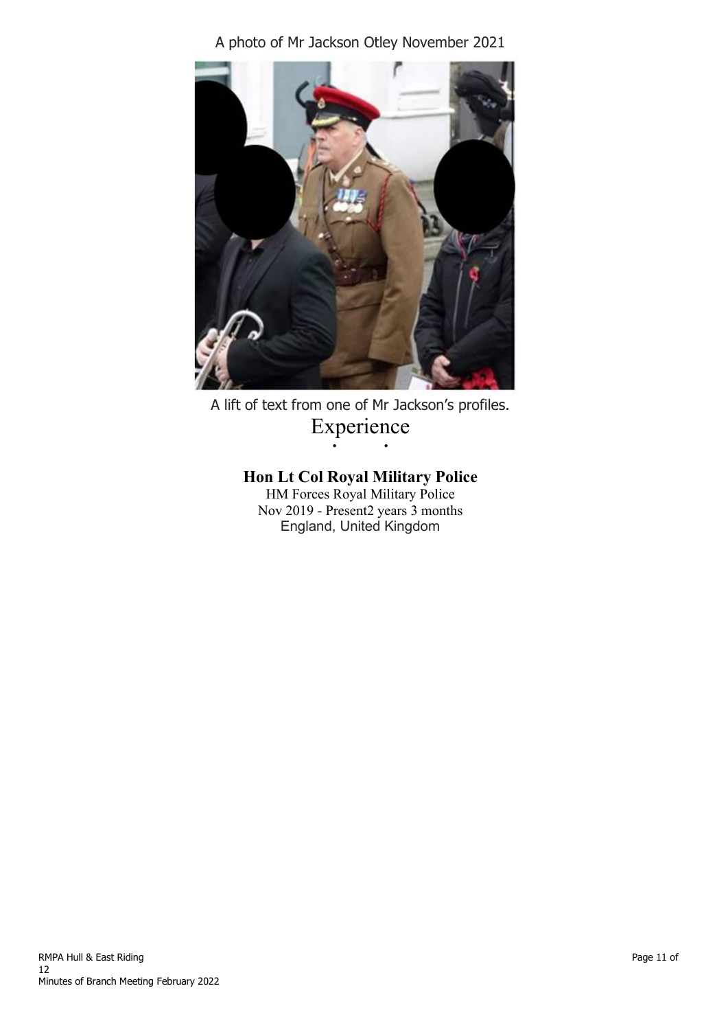A photo of Mr Jackson Otley November 2021

A lift of text from one of Mr Jackson's profiles.

Experience

**Hon Lt Col Royal Military Police**

HM Forces Royal Military Police

Nov 2019 - Present2 years 3 months

England, United Kingdom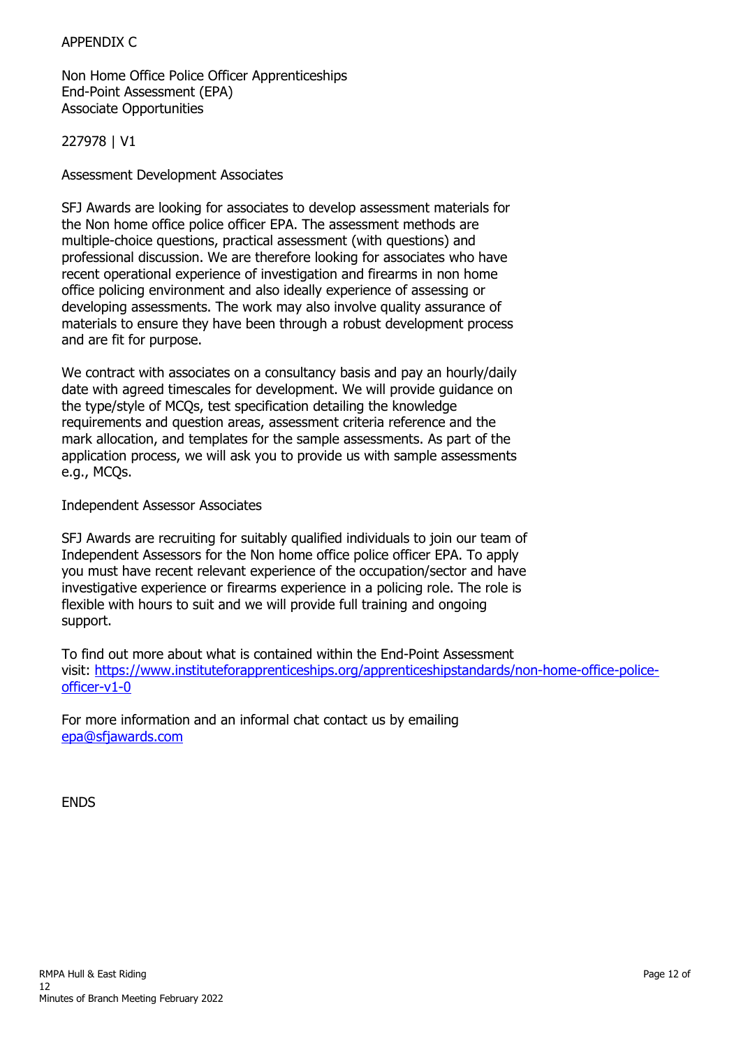APPENDIX C

Non Home Office Police Officer Apprenticeships
End-Point Assessment (EPA)
Associate Opportunities

227978 | V1

Assessment Development Associates

SFJ Awards are looking for associates to develop assessment materials for the Non home office police officer EPA. The assessment methods are multiple-choice questions, practical assessment (with questions) and professional discussion. We are therefore looking for associates who have recent operational experience of investigation and firearms in non home office policing environment and also ideally experience of assessing or developing assessments. The work may also involve quality assurance of materials to ensure they have been through a robust development process and are fit for purpose.

We contract with associates on a consultancy basis and pay an hourly/daily date with agreed timescales for development. We will provide guidance on the type/style of MCQs, test specification detailing the knowledge requirements and question areas, assessment criteria reference and the mark allocation, and templates for the sample assessments. As part of the application process, we will ask you to provide us with sample assessments e.g., MCQs.

Independent Assessor Associates

SFJ Awards are recruiting for suitably qualified individuals to join our team of Independent Assessors for the Non home office police officer EPA. To apply you must have recent relevant experience of the occupation/sector and have investigative experience or firearms experience in a policing role. The role is flexible with hours to suit and we will provide full training and ongoing support.

To find out more about what is contained within the End-Point Assessment visit: [https://www.instituteforapprenticeships.org/apprenticeshipstandards/non-home-office-police-officer-v1-0](https://www.instituteforapprenticeships.org/apprenticeshipstandards/non-home-office-police-officer-v1-0)

For more information and an informal chat contact us by emailing [epa@sfjawards.com](mailto:epa@sfjawards.com)

ENDS